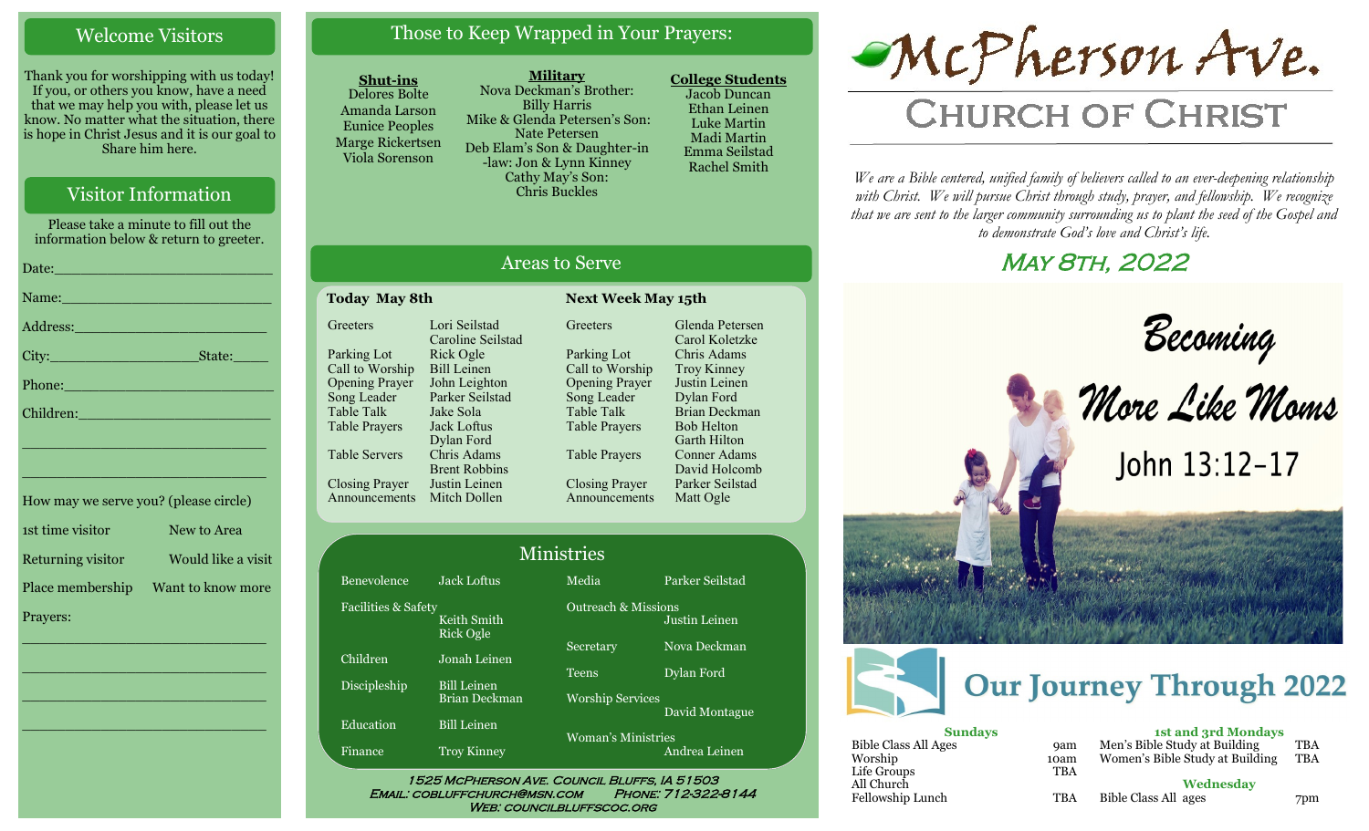## Welcome Visitors

Thank you for worshipping with us today! If you, or others you know, have a need that we may help you with, please let us know. No matter what the situation, there is hope in Christ Jesus and it is our goal to Share him here.

## Visitor Information

Please take a minute to fill out the information below & return to greeter.

Date:\_\_\_\_\_\_\_\_\_\_\_\_\_\_\_\_\_\_\_\_\_\_\_\_

Name:\_\_\_\_\_\_\_\_\_\_\_\_\_\_\_\_\_\_\_\_\_\_\_\_

Address:\_\_\_\_\_\_\_\_\_\_\_\_\_\_\_\_\_\_\_\_\_\_

City:\_\_\_\_\_\_\_\_\_\_\_\_\_\_\_\_State:\_\_\_\_\_

Phone:\_\_\_\_\_\_\_\_\_\_\_\_\_\_\_\_\_\_\_\_\_\_\_\_

Children:\_\_\_\_\_\_\_\_\_\_\_\_\_\_\_\_\_\_\_\_\_\_

\_\_\_\_\_\_\_\_\_\_\_\_\_\_\_\_\_\_\_\_\_\_\_\_\_\_\_\_\_\_

\_\_\_\_\_\_\_\_\_\_\_\_\_\_\_\_\_\_\_\_\_\_\_\_\_\_\_\_\_\_

How may we serve you? (please circle)

| | |
|---|---|
| 1st time visitor | New to Area |
| Returning visitor | Would like a visit |
| Place membership | Want to know more |

Prayers:

\_\_\_\_\_\_\_\_\_\_\_\_\_\_\_\_\_\_\_\_\_\_\_\_\_\_\_\_\_\_

\_\_\_\_\_\_\_\_\_\_\_\_\_\_\_\_\_\_\_\_\_\_\_\_\_\_\_\_\_\_

\_\_\_\_\_\_\_\_\_\_\_\_\_\_\_\_\_\_\_\_\_\_\_\_\_\_\_\_\_\_

\_\_\_\_\_\_\_\_\_\_\_\_\_\_\_\_\_\_\_\_\_\_\_\_\_\_\_\_\_\_

## Those to Keep Wrapped in Your Prayers:

**Shut-ins**
- Delores Bolte
- Amanda Larson
- Eunice Peoples
- Marge Rickertsen
- Viola Sorenson

**Military**
- Nova Deckman's Brother: Billy Harris
- Mike & Glenda Petersen's Son: Nate Petersen
- Deb Elam's Son & Daughter-in-law: Jon & Lynn Kinney
- Cathy May's Son: Chris Buckles

**College Students**
- Jacob Duncan
- Ethan Leinen
- Luke Martin
- Madi Martin
- Emma Seilstad
- Rachel Smith

## Areas to Serve

| Today May 8th | | Next Week May 15th | |
|---|---|---|---|
| Greeters | Lori Seilstad, Caroline Seilstad | Greeters | Glenda Petersen, Carol Koletzke |
| Parking Lot | Rick Ogle | Parking Lot | Chris Adams |
| Call to Worship | Bill Leinen | Call to Worship | Troy Kinney |
| Opening Prayer | John Leighton | Opening Prayer | Justin Leinen |
| Song Leader | Parker Seilstad | Song Leader | Dylan Ford |
| Table Talk | Jake Sola | Table Talk | Brian Deckman |
| Table Prayers | Jack Loftus, Dylan Ford | Table Prayers | Bob Helton, Garth Hilton |
| Table Servers | Chris Adams, Brent Robbins | Table Prayers | Conner Adams, David Holcomb |
| Closing Prayer | Justin Leinen | Closing Prayer | Parker Seilstad |
| Announcements | Mitch Dollen | Announcements | Matt Ogle |

## Ministries

| | | | |
|---|---|---|---|
| Benevolence | Jack Loftus | Media | Parker Seilstad |
| Facilities & Safety | Keith Smith, Rick Ogle | Outreach & Missions | Justin Leinen |
| Children | Jonah Leinen | Secretary | Nova Deckman |
| Discipleship | Bill Leinen, Brian Deckman | Teens | Dylan Ford |
| Education | Bill Leinen | Worship Services | David Montague |
| Finance | Troy Kinney | Woman's Ministries | Andrea Leinen |

1525 McPherson Ave. Council Bluffs, IA 51503
Email: cobluffchurch@msn.com Phone: 712-322-8144
Web: councilbluffscoc.org

# McPherson Ave.
## Church of Christ

*We are a Bible centered, unified family of believers called to an ever-deepening relationship with Christ. We will pursue Christ through study, prayer, and fellowship. We recognize that we are sent to the larger community surrounding us to plant the seed of the Gospel and to demonstrate God's love and Christ's life.*

**May 8th, 2022**

**Becoming More Like Moms**
John 13:12-17

## Our Journey Through 2022

**Sundays**

| | |
|---|---|
| Bible Class All Ages | 9am |
| Worship | 10am |
| Life Groups | TBA |
| All Church Fellowship Lunch | TBA |

**1st and 3rd Mondays**

| | |
|---|---|
| Men's Bible Study at Building | TBA |
| Women's Bible Study at Building | TBA |

**Wednesday**

| | |
|---|---|
| Bible Class All ages | 7pm |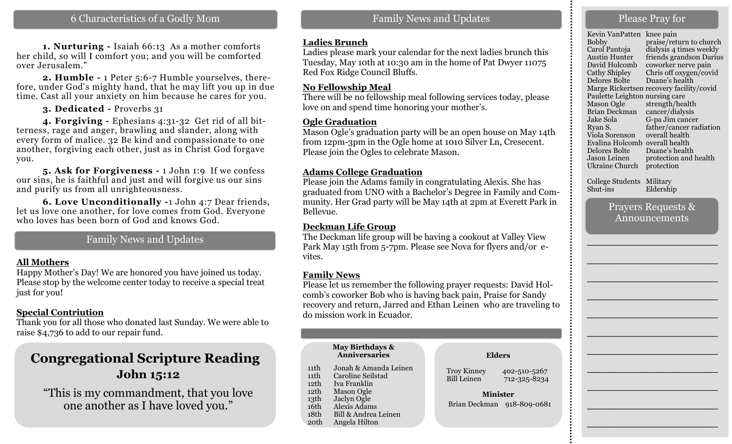## 6 Characteristics of a Godly Mom

**1. Nurturing -** Isaiah 66:13 As a mother comforts her child, so will I comfort you; and you will be comforted over Jerusalem."

**2. Humble -** 1 Peter 5:6-7 Humble yourselves, therefore, under God's mighty hand, that he may lift you up in due time. Cast all your anxiety on him because he cares for you.

**3. Dedicated -** Proverbs 31

**4. Forgiving -** Ephesians 4:31-32 Get rid of all bitterness, rage and anger, brawling and slander, along with every form of malice. 32 Be kind and compassionate to one another, forgiving each other, just as in Christ God forgave you.

**5. Ask for Forgiveness -** 1 John 1:9 If we confess our sins, he is faithful and just and will forgive us our sins and purify us from all unrighteousness.

**6. Love Unconditionally -**1 John 4:7 Dear friends, let us love one another, for love comes from God. Everyone who loves has been born of God and knows God.

## Family News and Updates

**All Mothers**
Happy Mother's Day! We are honored you have joined us today. Please stop by the welcome center today to receive a special treat just for you!

**Special Contriution**
Thank you for all those who donated last Sunday. We were able to raise $4,736 to add to our repair fund.

## Congregational Scripture Reading
### John 15:12

"This is my commandment, that you love one another as I have loved you."

## Family News and Updates

**Ladies Brunch**
Ladies please mark your calendar for the next ladies brunch this Tuesday, May 10th at 10:30 am in the home of Pat Dwyer 11075 Red Fox Ridge Council Bluffs.

**No Fellowship Meal**
There will be no fellowship meal following services today, please love on and spend time honoring your mother's.

**Ogle Graduation**
Mason Ogle's graduation party will be an open house on May 14th from 12pm-3pm in the Ogle home at 1010 Silver Ln, Cresecent. Please join the Ogles to celebrate Mason.

**Adams College Graduation**
Please join the Adams family in congratulating Alexis. She has graduated from UNO with a Bachelor's Degree in Family and Community. Her Grad party will be May 14th at 2pm at Everett Park in Bellevue.

**Deckman Life Group**
The Deckman life group will be having a cookout at Valley View Park May 15th from 5-7pm. Please see Nova for flyers and/or e-vites.

**Family News**
Please let us remember the following prayer requests: David Holcomb's coworker Bob who is having back pain, Praise for Sandy recovery and return, Jarred and Ethan Leinen who are traveling to do mission work in Ecuador.

**May Birthdays & Anniversaries**

| | |
|---|---|
| 11th | Jonah & Amanda Leinen |
| 11th | Caroline Seilstad |
| 12th | Iva Franklin |
| 12th | Mason Ogle |
| 13th | Jaclyn Ogle |
| 16th | Alexis Adams |
| 18th | Bill & Andrea Leinen |
| 20th | Angela Hilton |

**Elders**

Troy Kinney 402-510-5267
Bill Leinen 712-325-8234

**Minister**

Brian Deckman 918-809-0681

## Please Pray for

| | |
|---|---|
| Kevin VanPatten | knee pain |
| Bobby | praise/return to church |
| Carol Pantoja | dialysis 4 times weekly |
| Austin Hunter | friends grandson Darius |
| David Holcomb | coworker nerve pain |
| Cathy Shipley | Chris off oxygen/covid |
| Delores Bolte | Duane's health |
| Marge Rickertsen | recovery facility/covid |
| Paulette Leighton | nursing care |
| Mason Ogle | strength/health |
| Brian Deckman | cancer/dialysis |
| Jake Sola | G-pa Jim cancer |
| Ryan S. | father/cancer radiation |
| Viola Sorenson | overall health |
| Evalina Holcomb | overall health |
| Delores Bolte | Duane's health |
| Jason Leinen | protection and health |
| Ukraine Church | protection |

College Students Military
Shut-ins Eldership

## Prayers Requests & Announcements

___________________________

___________________________

___________________________

___________________________

___________________________

___________________________

___________________________

___________________________

___________________________

___________________________

___________________________